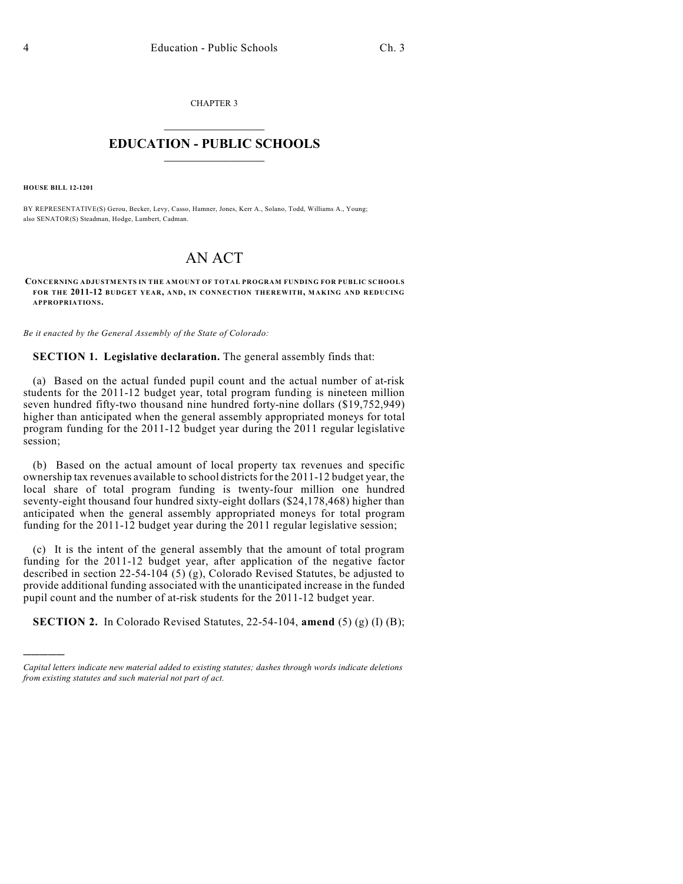CHAPTER 3

# EDUCATION - PUBLIC SCHOOLS

**HOUSE BILL 12-1201**

BY REPRESENTATIVE(S) Gerou, Becker, Levy, Casso, Hamner, Jones, Kerr A., Solano, Todd, Williams A., Young; also SENATOR(S) Steadman, Hodge, Lambert, Cadman.

# AN ACT

**CONCERNING ADJUSTMENTS IN THE AMOUNT OF TOTAL PROGRAM FUNDING FOR PUBLIC SCHOOLS FOR THE 2011-12 BUDGET YEAR, AND, IN CONNECTION THEREWITH, MAKING AND REDUCING APPROPRIATIONS.**

*Be it enacted by the General Assembly of the State of Colorado:*

**SECTION 1. Legislative declaration.** The general assembly finds that:

(a) Based on the actual funded pupil count and the actual number of at-risk students for the 2011-12 budget year, total program funding is nineteen million seven hundred fifty-two thousand nine hundred forty-nine dollars ($19,752,949) higher than anticipated when the general assembly appropriated moneys for total program funding for the 2011-12 budget year during the 2011 regular legislative session;

(b) Based on the actual amount of local property tax revenues and specific ownership tax revenues available to school districts for the 2011-12 budget year, the local share of total program funding is twenty-four million one hundred seventy-eight thousand four hundred sixty-eight dollars ($24,178,468) higher than anticipated when the general assembly appropriated moneys for total program funding for the 2011-12 budget year during the 2011 regular legislative session;

(c) It is the intent of the general assembly that the amount of total program funding for the 2011-12 budget year, after application of the negative factor described in section 22-54-104 (5) (g), Colorado Revised Statutes, be adjusted to provide additional funding associated with the unanticipated increase in the funded pupil count and the number of at-risk students for the 2011-12 budget year.

**SECTION 2.** In Colorado Revised Statutes, 22-54-104, **amend** (5) (g) (I) (B);

---

*Capital letters indicate new material added to existing statutes; dashes through words indicate deletions from existing statutes and such material not part of act.*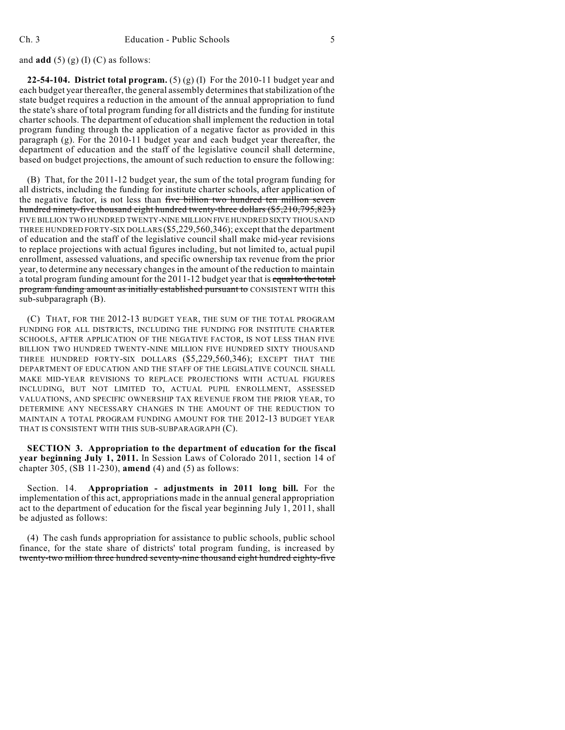and **add** (5) (g) (I) (C) as follows:

**22-54-104. District total program.** (5) (g) (I) For the 2010-11 budget year and each budget year thereafter, the general assembly determines that stabilization of the state budget requires a reduction in the amount of the annual appropriation to fund the state's share of total program funding for all districts and the funding for institute charter schools. The department of education shall implement the reduction in total program funding through the application of a negative factor as provided in this paragraph (g). For the 2010-11 budget year and each budget year thereafter, the department of education and the staff of the legislative council shall determine, based on budget projections, the amount of such reduction to ensure the following:

(B) That, for the 2011-12 budget year, the sum of the total program funding for all districts, including the funding for institute charter schools, after application of the negative factor, is not less than ~~five billion two hundred ten million seven hundred ninety-five thousand eight hundred twenty-three dollars ($5,210,795,823)~~ FIVE BILLION TWO HUNDRED TWENTY-NINE MILLION FIVE HUNDRED SIXTY THOUSAND THREE HUNDRED FORTY-SIX DOLLARS ($5,229,560,346); except that the department of education and the staff of the legislative council shall make mid-year revisions to replace projections with actual figures including, but not limited to, actual pupil enrollment, assessed valuations, and specific ownership tax revenue from the prior year, to determine any necessary changes in the amount of the reduction to maintain a total program funding amount for the 2011-12 budget year that is ~~equal to the total program funding amount as initially established pursuant to~~ CONSISTENT WITH this sub-subparagraph (B).

(C) THAT, FOR THE 2012-13 BUDGET YEAR, THE SUM OF THE TOTAL PROGRAM FUNDING FOR ALL DISTRICTS, INCLUDING THE FUNDING FOR INSTITUTE CHARTER SCHOOLS, AFTER APPLICATION OF THE NEGATIVE FACTOR, IS NOT LESS THAN FIVE BILLION TWO HUNDRED TWENTY-NINE MILLION FIVE HUNDRED SIXTY THOUSAND THREE HUNDRED FORTY-SIX DOLLARS ($5,229,560,346); EXCEPT THAT THE DEPARTMENT OF EDUCATION AND THE STAFF OF THE LEGISLATIVE COUNCIL SHALL MAKE MID-YEAR REVISIONS TO REPLACE PROJECTIONS WITH ACTUAL FIGURES INCLUDING, BUT NOT LIMITED TO, ACTUAL PUPIL ENROLLMENT, ASSESSED VALUATIONS, AND SPECIFIC OWNERSHIP TAX REVENUE FROM THE PRIOR YEAR, TO DETERMINE ANY NECESSARY CHANGES IN THE AMOUNT OF THE REDUCTION TO MAINTAIN A TOTAL PROGRAM FUNDING AMOUNT FOR THE 2012-13 BUDGET YEAR THAT IS CONSISTENT WITH THIS SUB-SUBPARAGRAPH (C).

**SECTION 3. Appropriation to the department of education for the fiscal year beginning July 1, 2011.** In Session Laws of Colorado 2011, section 14 of chapter 305, (SB 11-230), **amend** (4) and (5) as follows:

Section. 14. **Appropriation - adjustments in 2011 long bill.** For the implementation of this act, appropriations made in the annual general appropriation act to the department of education for the fiscal year beginning July 1, 2011, shall be adjusted as follows:

(4) The cash funds appropriation for assistance to public schools, public school finance, for the state share of districts' total program funding, is increased by ~~twenty-two million three hundred seventy-nine thousand eight hundred eighty-five~~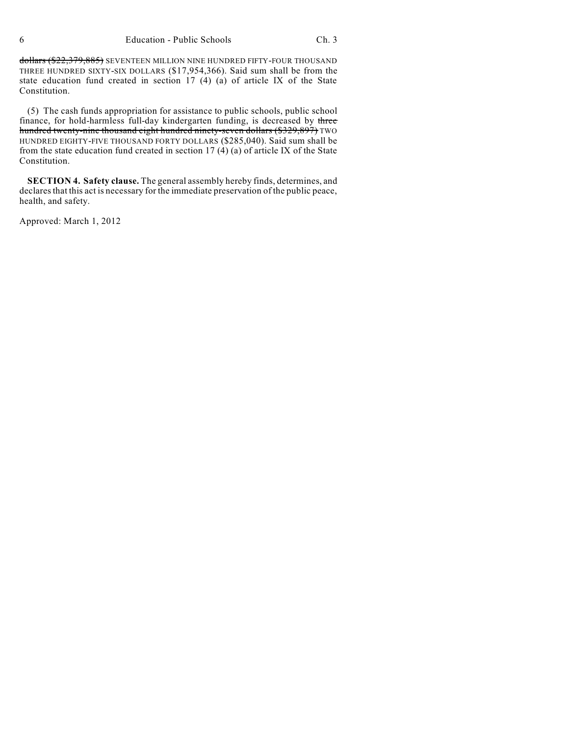~~dollars ($22,379,885)~~ SEVENTEEN MILLION NINE HUNDRED FIFTY-FOUR THOUSAND THREE HUNDRED SIXTY-SIX DOLLARS ($17,954,366). Said sum shall be from the state education fund created in section 17 (4) (a) of article IX of the State Constitution.

(5) The cash funds appropriation for assistance to public schools, public school finance, for hold-harmless full-day kindergarten funding, is decreased by ~~three hundred twenty-nine thousand eight hundred ninety-seven dollars ($329,897)~~ TWO HUNDRED EIGHTY-FIVE THOUSAND FORTY DOLLARS ($285,040). Said sum shall be from the state education fund created in section 17 (4) (a) of article IX of the State Constitution.

**SECTION 4. Safety clause.** The general assembly hereby finds, determines, and declares that this act is necessary for the immediate preservation of the public peace, health, and safety.

Approved: March 1, 2012